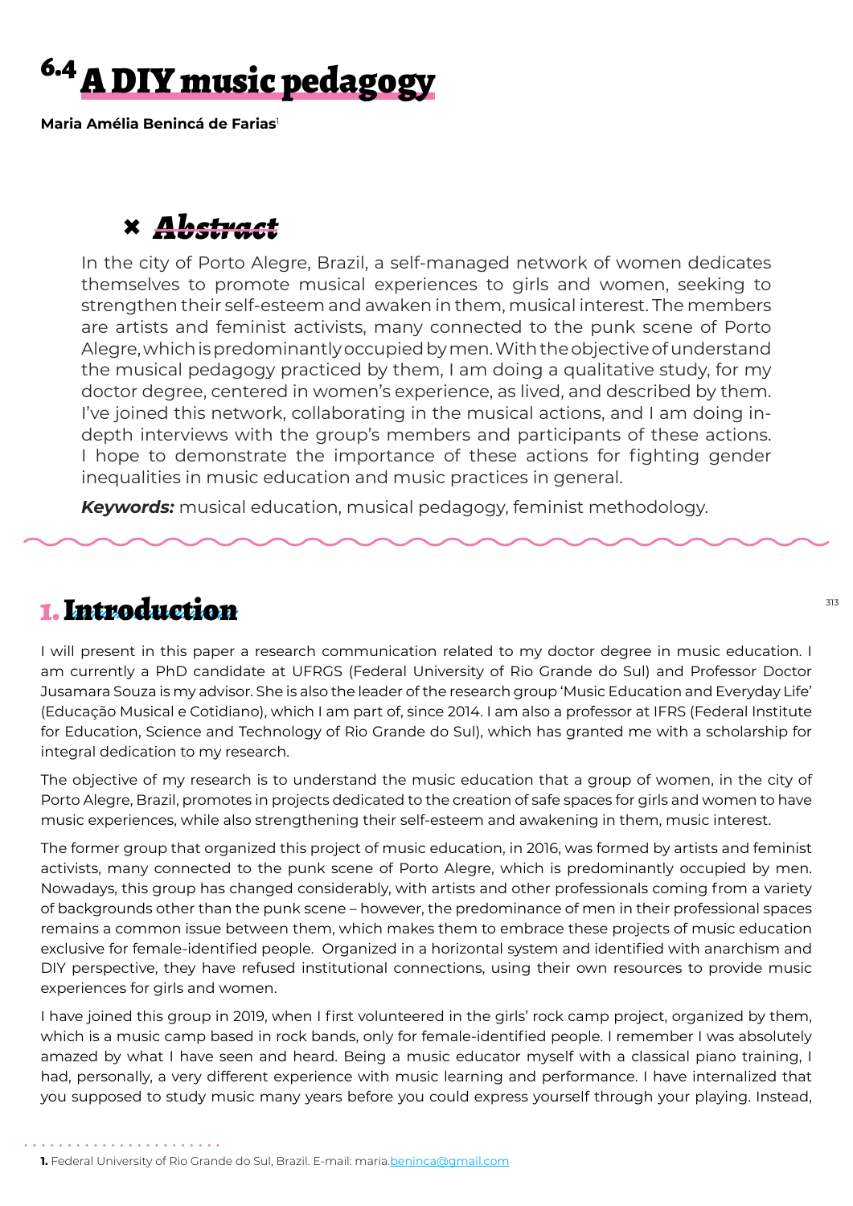# 6.4 A DIY music pedagogy

**Maria Amélia Benincá de Farias**[1]

## Abstract

In the city of Porto Alegre, Brazil, a self-managed network of women dedicates themselves to promote musical experiences to girls and women, seeking to strengthen their self-esteem and awaken in them, musical interest. The members are artists and feminist activists, many connected to the punk scene of Porto Alegre, which is predominantly occupied by men. With the objective of understand the musical pedagogy practiced by them, I am doing a qualitative study, for my doctor degree, centered in women's experience, as lived, and described by them. I've joined this network, collaborating in the musical actions, and I am doing in-depth interviews with the group's members and participants of these actions. I hope to demonstrate the importance of these actions for fighting gender inequalities in music education and music practices in general.

***Keywords:*** musical education, musical pedagogy, feminist methodology.

## 1. Introduction

I will present in this paper a research communication related to my doctor degree in music education. I am currently a PhD candidate at UFRGS (Federal University of Rio Grande do Sul) and Professor Doctor Jusamara Souza is my advisor. She is also the leader of the research group 'Music Education and Everyday Life' (Educação Musical e Cotidiano), which I am part of, since 2014. I am also a professor at IFRS (Federal Institute for Education, Science and Technology of Rio Grande do Sul), which has granted me with a scholarship for integral dedication to my research.

The objective of my research is to understand the music education that a group of women, in the city of Porto Alegre, Brazil, promotes in projects dedicated to the creation of safe spaces for girls and women to have music experiences, while also strengthening their self-esteem and awakening in them, music interest.

The former group that organized this project of music education, in 2016, was formed by artists and feminist activists, many connected to the punk scene of Porto Alegre, which is predominantly occupied by men. Nowadays, this group has changed considerably, with artists and other professionals coming from a variety of backgrounds other than the punk scene – however, the predominance of men in their professional spaces remains a common issue between them, which makes them to embrace these projects of music education exclusive for female-identified people. Organized in a horizontal system and identified with anarchism and DIY perspective, they have refused institutional connections, using their own resources to provide music experiences for girls and women.

I have joined this group in 2019, when I first volunteered in the girls' rock camp project, organized by them, which is a music camp based in rock bands, only for female-identified people. I remember I was absolutely amazed by what I have seen and heard. Being a music educator myself with a classical piano training, I had, personally, a very different experience with music learning and performance. I have internalized that you supposed to study music many years before you could express yourself through your playing. Instead,

---

**1.** Federal University of Rio Grande do Sul, Brazil. E-mail: maria.beninca@gmail.com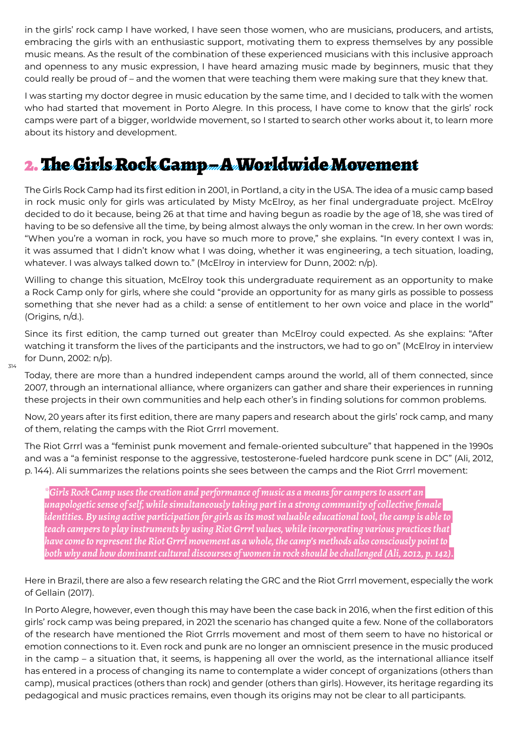in the girls' rock camp I have worked, I have seen those women, who are musicians, producers, and artists, embracing the girls with an enthusiastic support, motivating them to express themselves by any possible music means. As the result of the combination of these experienced musicians with this inclusive approach and openness to any music expression, I have heard amazing music made by beginners, music that they could really be proud of – and the women that were teaching them were making sure that they knew that.

I was starting my doctor degree in music education by the same time, and I decided to talk with the women who had started that movement in Porto Alegre. In this process, I have come to know that the girls' rock camps were part of a bigger, worldwide movement, so I started to search other works about it, to learn more about its history and development.

## 2. The Girls Rock Camp – A Worldwide Movement

The Girls Rock Camp had its first edition in 2001, in Portland, a city in the USA. The idea of a music camp based in rock music only for girls was articulated by Misty McElroy, as her final undergraduate project. McElroy decided to do it because, being 26 at that time and having begun as roadie by the age of 18, she was tired of having to be so defensive all the time, by being almost always the only woman in the crew. In her own words: "When you're a woman in rock, you have so much more to prove," she explains. "In every context I was in, it was assumed that I didn't know what I was doing, whether it was engineering, a tech situation, loading, whatever. I was always talked down to." (McElroy in interview for Dunn, 2002: n/p).

Willing to change this situation, McElroy took this undergraduate requirement as an opportunity to make a Rock Camp only for girls, where she could "provide an opportunity for as many girls as possible to possess something that she never had as a child: a sense of entitlement to her own voice and place in the world" (Origins, n/d.).

Since its first edition, the camp turned out greater than McElroy could expected. As she explains: "After watching it transform the lives of the participants and the instructors, we had to go on" (McElroy in interview for Dunn, 2002: n/p).

Today, there are more than a hundred independent camps around the world, all of them connected, since 2007, through an international alliance, where organizers can gather and share their experiences in running these projects in their own communities and help each other's in finding solutions for common problems.

Now, 20 years after its first edition, there are many papers and research about the girls' rock camp, and many of them, relating the camps with the Riot Grrrl movement.

The Riot Grrrl was a "feminist punk movement and female-oriented subculture" that happened in the 1990s and was a "a feminist response to the aggressive, testosterone-fueled hardcore punk scene in DC" (Ali, 2012, p. 144). Ali summarizes the relations points she sees between the camps and the Riot Grrrl movement:

> *"Girls Rock Camp uses the creation and performance of music as a means for campers to assert an unapologetic sense of self, while simultaneously taking part in a strong community of collective female identities. By using active participation for girls as its most valuable educational tool, the camp is able to teach campers to play instruments by using Riot Grrrl values, while incorporating various practices that have come to represent the Riot Grrrl movement as a whole, the camp's methods also consciously point to both why and how dominant cultural discourses of women in rock should be challenged (Ali, 2012, p. 142).*

Here in Brazil, there are also a few research relating the GRC and the Riot Grrrl movement, especially the work of Gellain (2017).

In Porto Alegre, however, even though this may have been the case back in 2016, when the first edition of this girls' rock camp was being prepared, in 2021 the scenario has changed quite a few. None of the collaborators of the research have mentioned the Riot Grrrls movement and most of them seem to have no historical or emotion connections to it. Even rock and punk are no longer an omniscient presence in the music produced in the camp – a situation that, it seems, is happening all over the world, as the international alliance itself has entered in a process of changing its name to contemplate a wider concept of organizations (others than camp), musical practices (others than rock) and gender (others than girls). However, its heritage regarding its pedagogical and music practices remains, even though its origins may not be clear to all participants.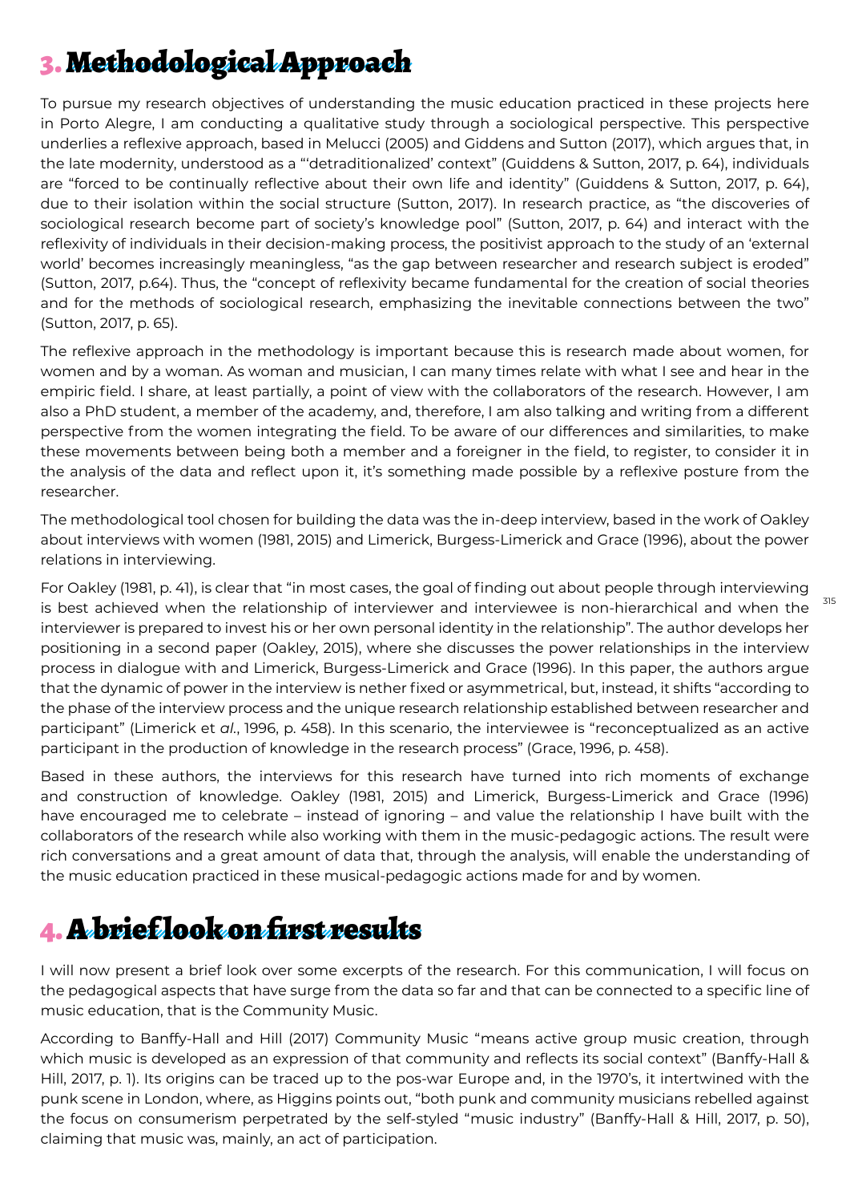# 3. Methodological Approach

To pursue my research objectives of understanding the music education practiced in these projects here in Porto Alegre, I am conducting a qualitative study through a sociological perspective. This perspective underlies a reflexive approach, based in Melucci (2005) and Giddens and Sutton (2017), which argues that, in the late modernity, understood as a "'detraditionalized' context" (Guiddens & Sutton, 2017, p. 64), individuals are "forced to be continually reflective about their own life and identity" (Guiddens & Sutton, 2017, p. 64), due to their isolation within the social structure (Sutton, 2017). In research practice, as "the discoveries of sociological research become part of society's knowledge pool" (Sutton, 2017, p. 64) and interact with the reflexivity of individuals in their decision-making process, the positivist approach to the study of an 'external world' becomes increasingly meaningless, "as the gap between researcher and research subject is eroded" (Sutton, 2017, p.64). Thus, the "concept of reflexivity became fundamental for the creation of social theories and for the methods of sociological research, emphasizing the inevitable connections between the two" (Sutton, 2017, p. 65).

The reflexive approach in the methodology is important because this is research made about women, for women and by a woman. As woman and musician, I can many times relate with what I see and hear in the empiric field. I share, at least partially, a point of view with the collaborators of the research. However, I am also a PhD student, a member of the academy, and, therefore, I am also talking and writing from a different perspective from the women integrating the field. To be aware of our differences and similarities, to make these movements between being both a member and a foreigner in the field, to register, to consider it in the analysis of the data and reflect upon it, it's something made possible by a reflexive posture from the researcher.

The methodological tool chosen for building the data was the in-deep interview, based in the work of Oakley about interviews with women (1981, 2015) and Limerick, Burgess-Limerick and Grace (1996), about the power relations in interviewing.

For Oakley (1981, p. 41), is clear that "in most cases, the goal of finding out about people through interviewing is best achieved when the relationship of interviewer and interviewee is non-hierarchical and when the interviewer is prepared to invest his or her own personal identity in the relationship". The author develops her positioning in a second paper (Oakley, 2015), where she discusses the power relationships in the interview process in dialogue with and Limerick, Burgess-Limerick and Grace (1996). In this paper, the authors argue that the dynamic of power in the interview is nether fixed or asymmetrical, but, instead, it shifts "according to the phase of the interview process and the unique research relationship established between researcher and participant" (Limerick et *al.*, 1996, p. 458). In this scenario, the interviewee is "reconceptualized as an active participant in the production of knowledge in the research process" (Grace, 1996, p. 458).

Based in these authors, the interviews for this research have turned into rich moments of exchange and construction of knowledge. Oakley (1981, 2015) and Limerick, Burgess-Limerick and Grace (1996) have encouraged me to celebrate – instead of ignoring – and value the relationship I have built with the collaborators of the research while also working with them in the music-pedagogic actions. The result were rich conversations and a great amount of data that, through the analysis, will enable the understanding of the music education practiced in these musical-pedagogic actions made for and by women.

# 4. A brief look on first results

I will now present a brief look over some excerpts of the research. For this communication, I will focus on the pedagogical aspects that have surge from the data so far and that can be connected to a specific line of music education, that is the Community Music.

According to Banffy-Hall and Hill (2017) Community Music "means active group music creation, through which music is developed as an expression of that community and reflects its social context" (Banffy-Hall & Hill, 2017, p. 1). Its origins can be traced up to the pos-war Europe and, in the 1970's, it intertwined with the punk scene in London, where, as Higgins points out, "both punk and community musicians rebelled against the focus on consumerism perpetrated by the self-styled "music industry" (Banffy-Hall & Hill, 2017, p. 50), claiming that music was, mainly, an act of participation.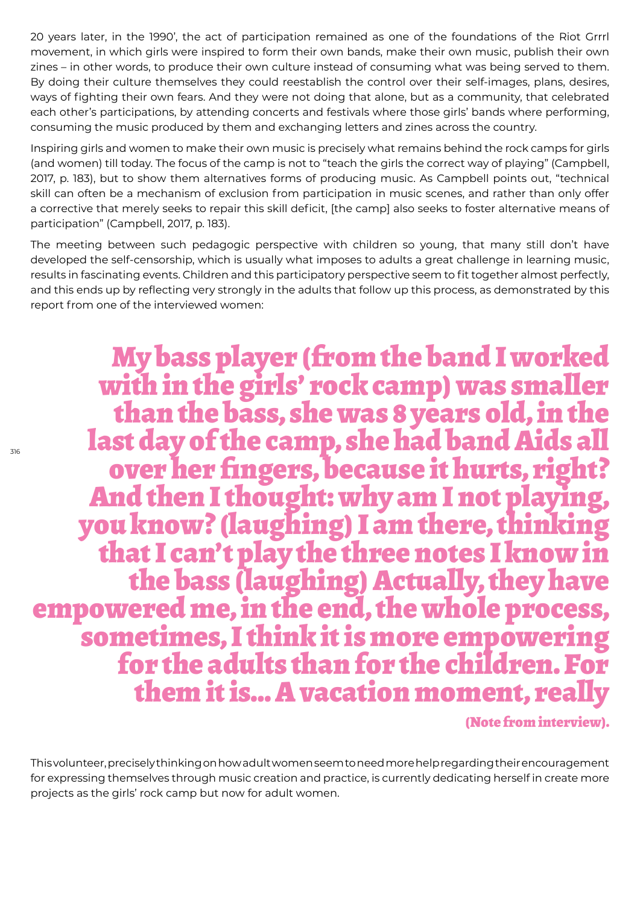20 years later, in the 1990', the act of participation remained as one of the foundations of the Riot Grrrl movement, in which girls were inspired to form their own bands, make their own music, publish their own zines – in other words, to produce their own culture instead of consuming what was being served to them. By doing their culture themselves they could reestablish the control over their self-images, plans, desires, ways of fighting their own fears. And they were not doing that alone, but as a community, that celebrated each other's participations, by attending concerts and festivals where those girls' bands where performing, consuming the music produced by them and exchanging letters and zines across the country.

Inspiring girls and women to make their own music is precisely what remains behind the rock camps for girls (and women) till today. The focus of the camp is not to "teach the girls the correct way of playing" (Campbell, 2017, p. 183), but to show them alternatives forms of producing music. As Campbell points out, "technical skill can often be a mechanism of exclusion from participation in music scenes, and rather than only offer a corrective that merely seeks to repair this skill deficit, [the camp] also seeks to foster alternative means of participation" (Campbell, 2017, p. 183).

The meeting between such pedagogic perspective with children so young, that many still don't have developed the self-censorship, which is usually what imposes to adults a great challenge in learning music, results in fascinating events. Children and this participatory perspective seem to fit together almost perfectly, and this ends up by reflecting very strongly in the adults that follow up this process, as demonstrated by this report from one of the interviewed women:

> **My bass player (from the band I worked with in the girls' rock camp) was smaller than the bass, she was 8 years old, in the last day of the camp, she had band Aids all over her fingers, because it hurts, right? And then I thought: why am I not playing, you know? (laughing) I am there, thinking that I can't play the three notes I know in the bass (laughing) Actually, they have empowered me, in the end, the whole process, sometimes, I think it is more empowering for the adults than for the children. For them it is... A vacation moment, really**
>
> **(Note from interview).**

This volunteer, precisely thinking on how adult women seem to need more help regarding their encouragement for expressing themselves through music creation and practice, is currently dedicating herself in create more projects as the girls' rock camp but now for adult women.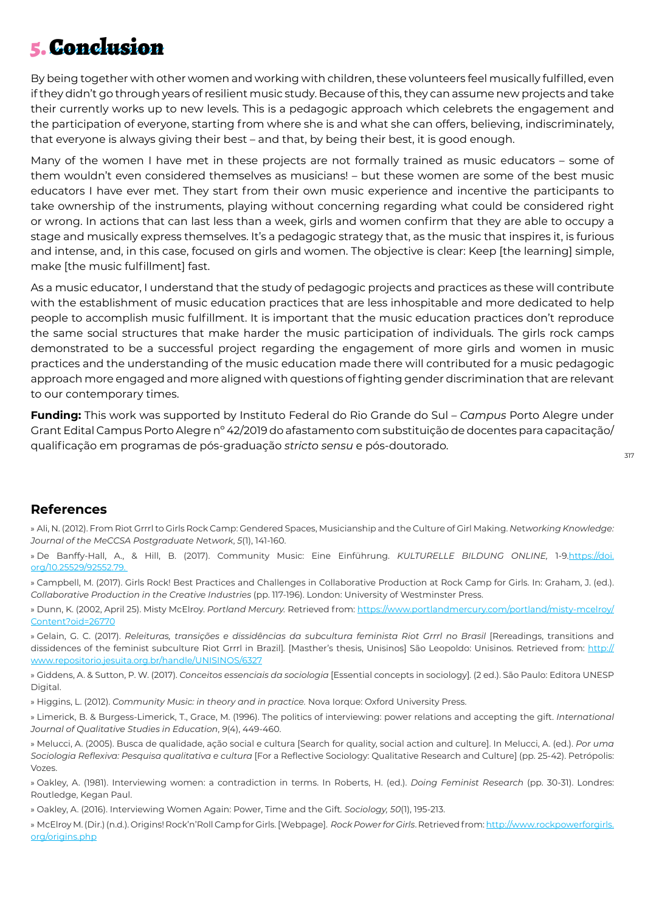# 5. Conclusion

By being together with other women and working with children, these volunteers feel musically fulfilled, even if they didn't go through years of resilient music study. Because of this, they can assume new projects and take their currently works up to new levels. This is a pedagogic approach which celebrets the engagement and the participation of everyone, starting from where she is and what she can offers, believing, indiscriminately, that everyone is always giving their best – and that, by being their best, it is good enough.

Many of the women I have met in these projects are not formally trained as music educators – some of them wouldn't even considered themselves as musicians! – but these women are some of the best music educators I have ever met. They start from their own music experience and incentive the participants to take ownership of the instruments, playing without concerning regarding what could be considered right or wrong. In actions that can last less than a week, girls and women confirm that they are able to occupy a stage and musically express themselves. It's a pedagogic strategy that, as the music that inspires it, is furious and intense, and, in this case, focused on girls and women. The objective is clear: Keep [the learning] simple, make [the music fulfillment] fast.

As a music educator, I understand that the study of pedagogic projects and practices as these will contribute with the establishment of music education practices that are less inhospitable and more dedicated to help people to accomplish music fulfillment. It is important that the music education practices don't reproduce the same social structures that make harder the music participation of individuals. The girls rock camps demonstrated to be a successful project regarding the engagement of more girls and women in music practices and the understanding of the music education made there will contributed for a music pedagogic approach more engaged and more aligned with questions of fighting gender discrimination that are relevant to our contemporary times.

**Funding:** This work was supported by Instituto Federal do Rio Grande do Sul – *Campus* Porto Alegre under Grant Edital Campus Porto Alegre nº 42/2019 do afastamento com substituição de docentes para capacitação/qualificação em programas de pós-graduação *stricto sensu* e pós-doutorado.

## References

» Ali, N. (2012). From Riot Grrrl to Girls Rock Camp: Gendered Spaces, Musicianship and the Culture of Girl Making. *Networking Knowledge: Journal of the MeCCSA Postgraduate Network*, *5*(1), 141-160.

» De Banffy-Hall, A., & Hill, B. (2017). Community Music: Eine Einführung. *KULTURELLE BILDUNG ONLINE*, 1-9.https://doi.org/10.25529/92552.79.

» Campbell, M. (2017). Girls Rock! Best Practices and Challenges in Collaborative Production at Rock Camp for Girls. In: Graham, J. (ed.). *Collaborative Production in the Creative Industries* (pp. 117-196). London: University of Westminster Press.

» Dunn, K. (2002, April 25). Misty McElroy. *Portland Mercury.* Retrieved from: https://www.portlandmercury.com/portland/misty-mcelroy/Content?oid=26770

» Gelain, G. C. (2017). *Releituras, transições e dissidências da subcultura feminista Riot Grrrl no Brasil* [Rereadings, transitions and dissidences of the feminist subculture Riot Grrrl in Brazil]. [Masther's thesis, Unisinos] São Leopoldo: Unisinos. Retrieved from: http://www.repositorio.jesuita.org.br/handle/UNISINOS/6327

» Giddens, A. & Sutton, P. W. (2017). *Conceitos essenciais da sociologia* [Essential concepts in sociology]. (2 ed.). São Paulo: Editora UNESP Digital.

» Higgins, L. (2012). *Community Music: in theory and in practice.* Nova Iorque: Oxford University Press.

» Limerick, B. & Burgess-Limerick, T., Grace, M. (1996). The politics of interviewing: power relations and accepting the gift. *International Journal of Qualitative Studies in Education*, *9*(4), 449-460.

» Melucci, A. (2005). Busca de qualidade, ação social e cultura [Search for quality, social action and culture]. In Melucci, A. (ed.). *Por uma Sociologia Reflexiva: Pesquisa qualitativa e cultura* [For a Reflective Sociology: Qualitative Research and Culture] (pp. 25-42). Petrópolis: Vozes.

» Oakley, A. (1981). Interviewing women: a contradiction in terms. In Roberts, H. (ed.). *Doing Feminist Research* (pp. 30-31). Londres: Routledge, Kegan Paul.

» Oakley, A. (2016). Interviewing Women Again: Power, Time and the Gift. *Sociology, 50*(1), 195-213.

» McElroy M. (Dir.) (n.d.). Origins! Rock'n'Roll Camp for Girls. [Webpage]. *Rock Power for Girls*. Retrieved from: http://www.rockpowerforgirls.org/origins.php